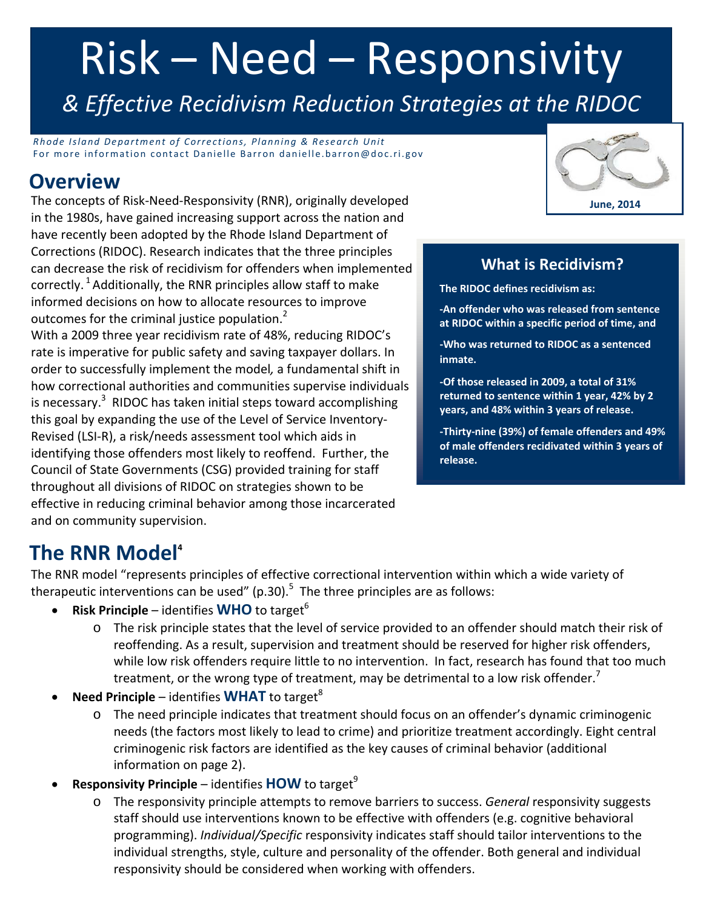# Risk – Need – Responsivity

*& Effective Recidivism Reduction Strategies at the RIDOC*

*Rhode Island Department of Corrections, Planning & Research Unit*
For more information contact Danielle Barron danielle.barron@doc.ri.gov

**June, 2014**

## Overview

The concepts of Risk-Need-Responsivity (RNR), originally developed in the 1980s, have gained increasing support across the nation and have recently been adopted by the Rhode Island Department of Corrections (RIDOC). Research indicates that the three principles can decrease the risk of recidivism for offenders when implemented correctly.[1] Additionally, the RNR principles allow staff to make informed decisions on how to allocate resources to improve outcomes for the criminal justice population.[2]

With a 2009 three year recidivism rate of 48%, reducing RIDOC's rate is imperative for public safety and saving taxpayer dollars. In order to successfully implement the model*,* a fundamental shift in how correctional authorities and communities supervise individuals is necessary.[3] RIDOC has taken initial steps toward accomplishing this goal by expanding the use of the Level of Service Inventory-Revised (LSI-R), a risk/needs assessment tool which aids in identifying those offenders most likely to reoffend. Further, the Council of State Governments (CSG) provided training for staff throughout all divisions of RIDOC on strategies shown to be effective in reducing criminal behavior among those incarcerated and on community supervision.

### What is Recidivism?

**The RIDOC defines recidivism as:**

**-An offender who was released from sentence at RIDOC within a specific period of time, and**

**-Who was returned to RIDOC as a sentenced inmate.**

**-Of those released in 2009, a total of 31% returned to sentence within 1 year, 42% by 2 years, and 48% within 3 years of release.**

**-Thirty-nine (39%) of female offenders and 49% of male offenders recidivated within 3 years of release.**

## The RNR Model[4]

The RNR model "represents principles of effective correctional intervention within which a wide variety of therapeutic interventions can be used" (p.30).[5] The three principles are as follows:

- **Risk Principle** – identifies **WHO** to target[6]
  - The risk principle states that the level of service provided to an offender should match their risk of reoffending. As a result, supervision and treatment should be reserved for higher risk offenders, while low risk offenders require little to no intervention. In fact, research has found that too much treatment, or the wrong type of treatment, may be detrimental to a low risk offender.[7]
- **Need Principle** – identifies **WHAT** to target[8]
  - The need principle indicates that treatment should focus on an offender's dynamic criminogenic needs (the factors most likely to lead to crime) and prioritize treatment accordingly. Eight central criminogenic risk factors are identified as the key causes of criminal behavior (additional information on page 2).
- **Responsivity Principle** – identifies **HOW** to target[9]
  - The responsivity principle attempts to remove barriers to success. *General* responsivity suggests staff should use interventions known to be effective with offenders (e.g. cognitive behavioral programming). *Individual/Specific* responsivity indicates staff should tailor interventions to the individual strengths, style, culture and personality of the offender. Both general and individual responsivity should be considered when working with offenders.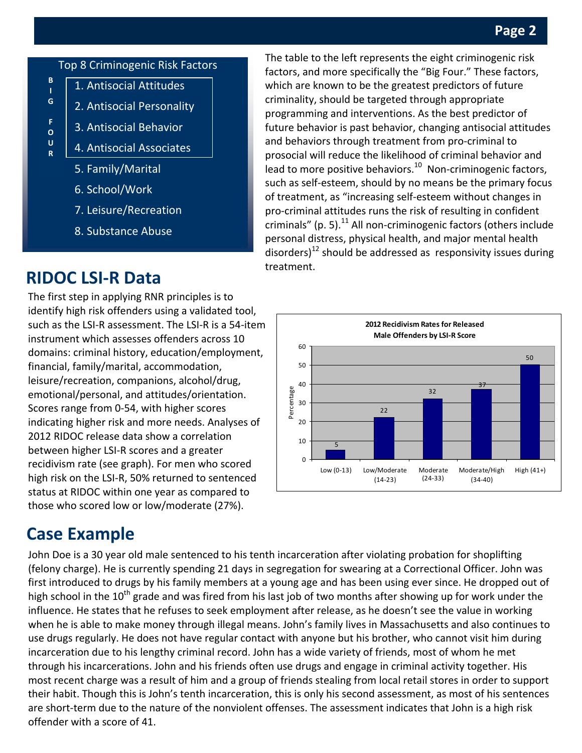| Top 8 Criminogenic Risk Factors | |
|---|---|
| BIG FOUR | 1. Antisocial Attitudes |
| | 2. Antisocial Personality |
| | 3. Antisocial Behavior |
| | 4. Antisocial Associates |
| | 5. Family/Marital |
| | 6. School/Work |
| | 7. Leisure/Recreation |
| | 8. Substance Abuse |

The table to the left represents the eight criminogenic risk factors, and more specifically the "Big Four." These factors, which are known to be the greatest predictors of future criminality, should be targeted through appropriate programming and interventions. As the best predictor of future behavior is past behavior, changing antisocial attitudes and behaviors through treatment from pro-criminal to prosocial will reduce the likelihood of criminal behavior and lead to more positive behaviors.[10] Non-criminogenic factors, such as self-esteem, should by no means be the primary focus of treatment, as "increasing self-esteem without changes in pro-criminal attitudes runs the risk of resulting in confident criminals" (p. 5).[11] All non-criminogenic factors (others include personal distress, physical health, and major mental health disorders)[12] should be addressed as responsivity issues during treatment.

## RIDOC LSI-R Data

The first step in applying RNR principles is to identify high risk offenders using a validated tool, such as the LSI-R assessment. The LSI-R is a 54-item instrument which assesses offenders across 10 domains: criminal history, education/employment, financial, family/marital, accommodation, leisure/recreation, companions, alcohol/drug, emotional/personal, and attitudes/orientation. Scores range from 0-54, with higher scores indicating higher risk and more needs. Analyses of 2012 RIDOC release data show a correlation between higher LSI-R scores and a greater recidivism rate (see graph). For men who scored high risk on the LSI-R, 50% returned to sentenced status at RIDOC within one year as compared to those who scored low or low/moderate (27%).

**2012 Recidivism Rates for Released Male Offenders by LSI-R Score**

| LSI-R Score | Percentage |
|---|---|
| Low (0-13) | 5 |
| Low/Moderate (14-23) | 22 |
| Moderate (24-33) | 32 |
| Moderate/High (34-40) | 37 |
| High (41+) | 50 |

## Case Example

John Doe is a 30 year old male sentenced to his tenth incarceration after violating probation for shoplifting (felony charge). He is currently spending 21 days in segregation for swearing at a Correctional Officer. John was first introduced to drugs by his family members at a young age and has been using ever since. He dropped out of high school in the 10th grade and was fired from his last job of two months after showing up for work under the influence. He states that he refuses to seek employment after release, as he doesn't see the value in working when he is able to make money through illegal means. John's family lives in Massachusetts and also continues to use drugs regularly. He does not have regular contact with anyone but his brother, who cannot visit him during incarceration due to his lengthy criminal record. John has a wide variety of friends, most of whom he met through his incarcerations. John and his friends often use drugs and engage in criminal activity together. His most recent charge was a result of him and a group of friends stealing from local retail stores in order to support their habit. Though this is John's tenth incarceration, this is only his second assessment, as most of his sentences are short-term due to the nature of the nonviolent offenses. The assessment indicates that John is a high risk offender with a score of 41.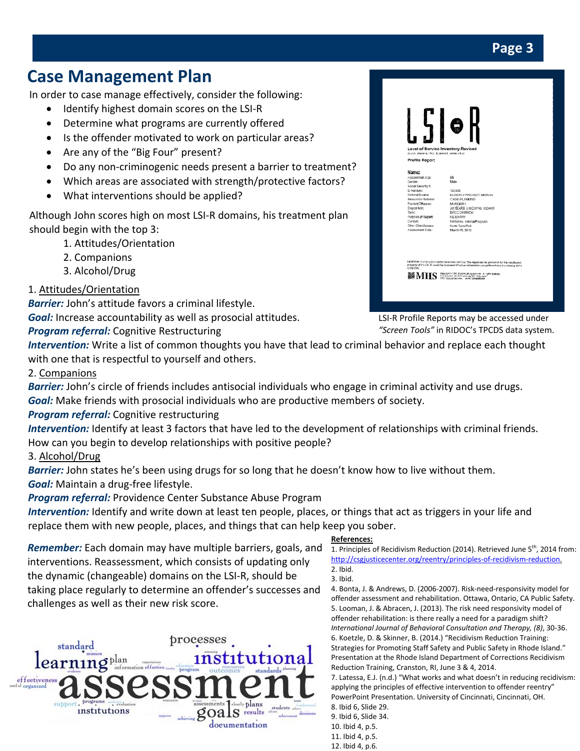## Case Management Plan

In order to case manage effectively, consider the following:

- Identify highest domain scores on the LSI-R
- Determine what programs are currently offered
- Is the offender motivated to work on particular areas?
- Are any of the "Big Four" present?
- Do any non-criminogenic needs present a barrier to treatment?
- Which areas are associated with strength/protective factors?
- What interventions should be applied?

Although John scores high on most LSI-R domains, his treatment plan should begin with the top 3:

1. Attitudes/Orientation
2. Companions
3. Alcohol/Drug

LSI-R Profile Reports may be accessed under *"Screen Tools"* in RIDOC's TPCDS data system.

1. Attitudes/Orientation

***Barrier:*** John's attitude favors a criminal lifestyle.

***Goal:*** Increase accountability as well as prosocial attitudes.

***Program referral:*** Cognitive Restructuring

***Intervention:*** Write a list of common thoughts you have that lead to criminal behavior and replace each thought with one that is respectful to yourself and others.

2. Companions

***Barrier:*** John's circle of friends includes antisocial individuals who engage in criminal activity and use drugs.

***Goal:*** Make friends with prosocial individuals who are productive members of society.

***Program referral:*** Cognitive restructuring

***Intervention:*** Identify at least 3 factors that have led to the development of relationships with criminal friends. How can you begin to develop relationships with positive people?

3. Alcohol/Drug

***Barrier:*** John states he's been using drugs for so long that he doesn't know how to live without them.

***Goal:*** Maintain a drug-free lifestyle.

***Program referral:*** Providence Center Substance Abuse Program

***Intervention:*** Identify and write down at least ten people, places, or things that act as triggers in your life and replace them with new people, places, and things that can help keep you sober.

***Remember:*** Each domain may have multiple barriers, goals, and interventions. Reassessment, which consists of updating only the dynamic (changeable) domains on the LSI-R, should be taking place regularly to determine an offender's successes and challenges as well as their new risk score.

**References:**

1. Principles of Recidivism Reduction (2014). Retrieved June 5th, 2014 from: http://csgjusticecenter.org/reentry/principles-of-recidivism-reduction.
2. Ibid.
3. Ibid.
4. Bonta, J. & Andrews, D. (2006-2007). Risk-need-responsivity model for offender assessment and rehabilitation. Ottawa, Ontario, CA Public Safety.
5. Looman, J. & Abracen, J. (2013). The risk need responsivity model of offender rehabilitation: is there really a need for a paradigm shift? *International Journal of Behavioral Consultation and Therapy, (8)*, 30-36.
6. Koetzle, D. & Skinner, B. (2014.) "Recidivism Reduction Training: Strategies for Promoting Staff Safety and Public Safety in Rhode Island." Presentation at the Rhode Island Department of Corrections Recidivism Reduction Training, Cranston, RI, June 3 & 4, 2014.
7. Latessa, E.J. (n.d.) "What works and what doesn't in reducing recidivism: applying the principles of effective intervention to offender reentry" PowerPoint Presentation. University of Cincinnati, Cincinnati, OH.
8. Ibid 6, Slide 29.
9. Ibid 6, Slide 34.
10. Ibid 4, p.5.
11. Ibid 4, p.5.
12. Ibid 4, p.6.